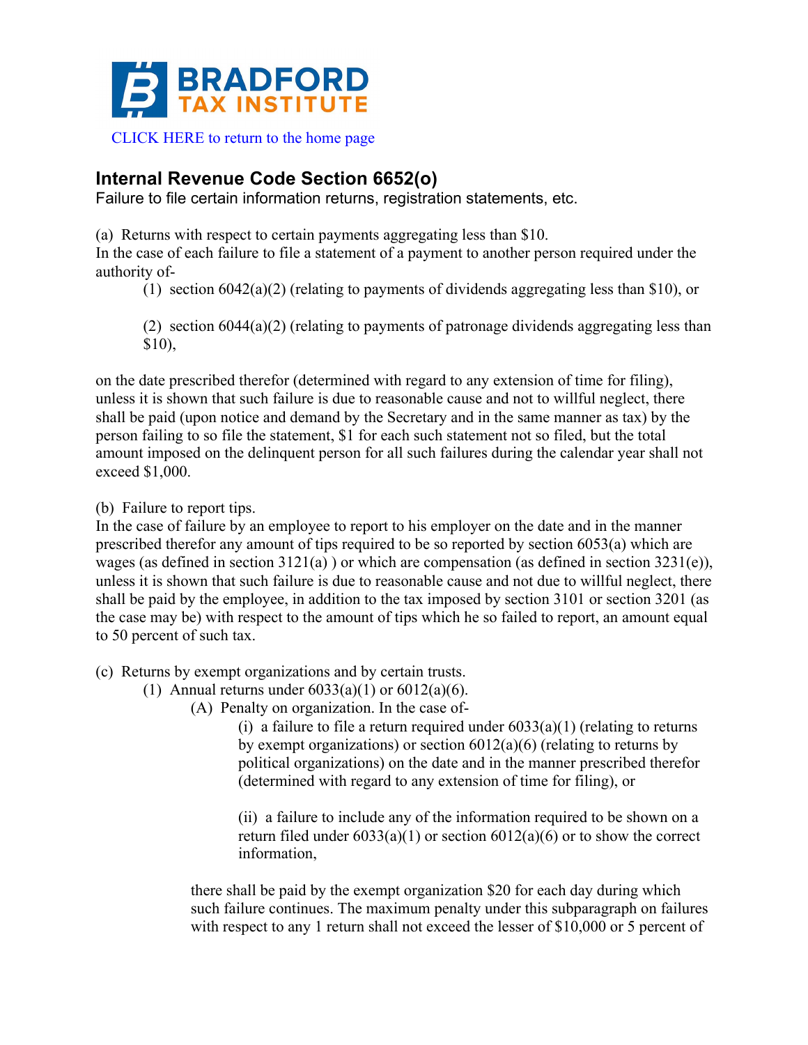BRADFORD TAX INSTITUTE

CLICK HERE to return to the home page

## Internal Revenue Code Section 6652(o)

Failure to file certain information returns, registration statements, etc.

(a) Returns with respect to certain payments aggregating less than $10.
In the case of each failure to file a statement of a payment to another person required under the authority of-

(1) section 6042(a)(2) (relating to payments of dividends aggregating less than $10), or

(2) section 6044(a)(2) (relating to payments of patronage dividends aggregating less than $10),

on the date prescribed therefor (determined with regard to any extension of time for filing), unless it is shown that such failure is due to reasonable cause and not to willful neglect, there shall be paid (upon notice and demand by the Secretary and in the same manner as tax) by the person failing to so file the statement, $1 for each such statement not so filed, but the total amount imposed on the delinquent person for all such failures during the calendar year shall not exceed $1,000.

(b) Failure to report tips.
In the case of failure by an employee to report to his employer on the date and in the manner prescribed therefor any amount of tips required to be so reported by section 6053(a) which are wages (as defined in section 3121(a) ) or which are compensation (as defined in section 3231(e)), unless it is shown that such failure is due to reasonable cause and not due to willful neglect, there shall be paid by the employee, in addition to the tax imposed by section 3101 or section 3201 (as the case may be) with respect to the amount of tips which he so failed to report, an amount equal to 50 percent of such tax.

(c) Returns by exempt organizations and by certain trusts.

(1) Annual returns under 6033(a)(1) or 6012(a)(6).

(A) Penalty on organization. In the case of-

(i) a failure to file a return required under 6033(a)(1) (relating to returns by exempt organizations) or section 6012(a)(6) (relating to returns by political organizations) on the date and in the manner prescribed therefor (determined with regard to any extension of time for filing), or

(ii) a failure to include any of the information required to be shown on a return filed under 6033(a)(1) or section 6012(a)(6) or to show the correct information,

there shall be paid by the exempt organization $20 for each day during which such failure continues. The maximum penalty under this subparagraph on failures with respect to any 1 return shall not exceed the lesser of $10,000 or 5 percent of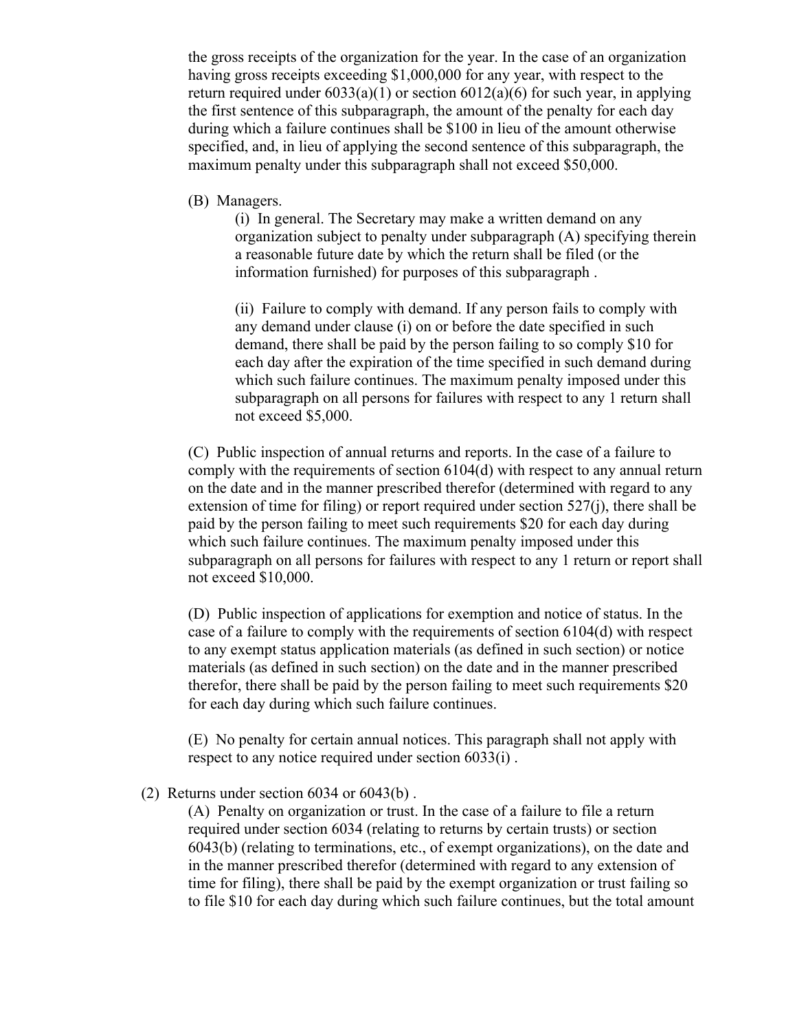the gross receipts of the organization for the year. In the case of an organization having gross receipts exceeding $1,000,000 for any year, with respect to the return required under 6033(a)(1) or section 6012(a)(6) for such year, in applying the first sentence of this subparagraph, the amount of the penalty for each day during which a failure continues shall be $100 in lieu of the amount otherwise specified, and, in lieu of applying the second sentence of this subparagraph, the maximum penalty under this subparagraph shall not exceed $50,000.

(B) Managers.

(i) In general. The Secretary may make a written demand on any organization subject to penalty under subparagraph (A) specifying therein a reasonable future date by which the return shall be filed (or the information furnished) for purposes of this subparagraph .

(ii) Failure to comply with demand. If any person fails to comply with any demand under clause (i) on or before the date specified in such demand, there shall be paid by the person failing to so comply $10 for each day after the expiration of the time specified in such demand during which such failure continues. The maximum penalty imposed under this subparagraph on all persons for failures with respect to any 1 return shall not exceed $5,000.

(C) Public inspection of annual returns and reports. In the case of a failure to comply with the requirements of section 6104(d) with respect to any annual return on the date and in the manner prescribed therefor (determined with regard to any extension of time for filing) or report required under section 527(j), there shall be paid by the person failing to meet such requirements $20 for each day during which such failure continues. The maximum penalty imposed under this subparagraph on all persons for failures with respect to any 1 return or report shall not exceed $10,000.

(D) Public inspection of applications for exemption and notice of status. In the case of a failure to comply with the requirements of section 6104(d) with respect to any exempt status application materials (as defined in such section) or notice materials (as defined in such section) on the date and in the manner prescribed therefor, there shall be paid by the person failing to meet such requirements $20 for each day during which such failure continues.

(E) No penalty for certain annual notices. This paragraph shall not apply with respect to any notice required under section 6033(i) .

(2) Returns under section 6034 or 6043(b) .

(A) Penalty on organization or trust. In the case of a failure to file a return required under section 6034 (relating to returns by certain trusts) or section 6043(b) (relating to terminations, etc., of exempt organizations), on the date and in the manner prescribed therefor (determined with regard to any extension of time for filing), there shall be paid by the exempt organization or trust failing so to file $10 for each day during which such failure continues, but the total amount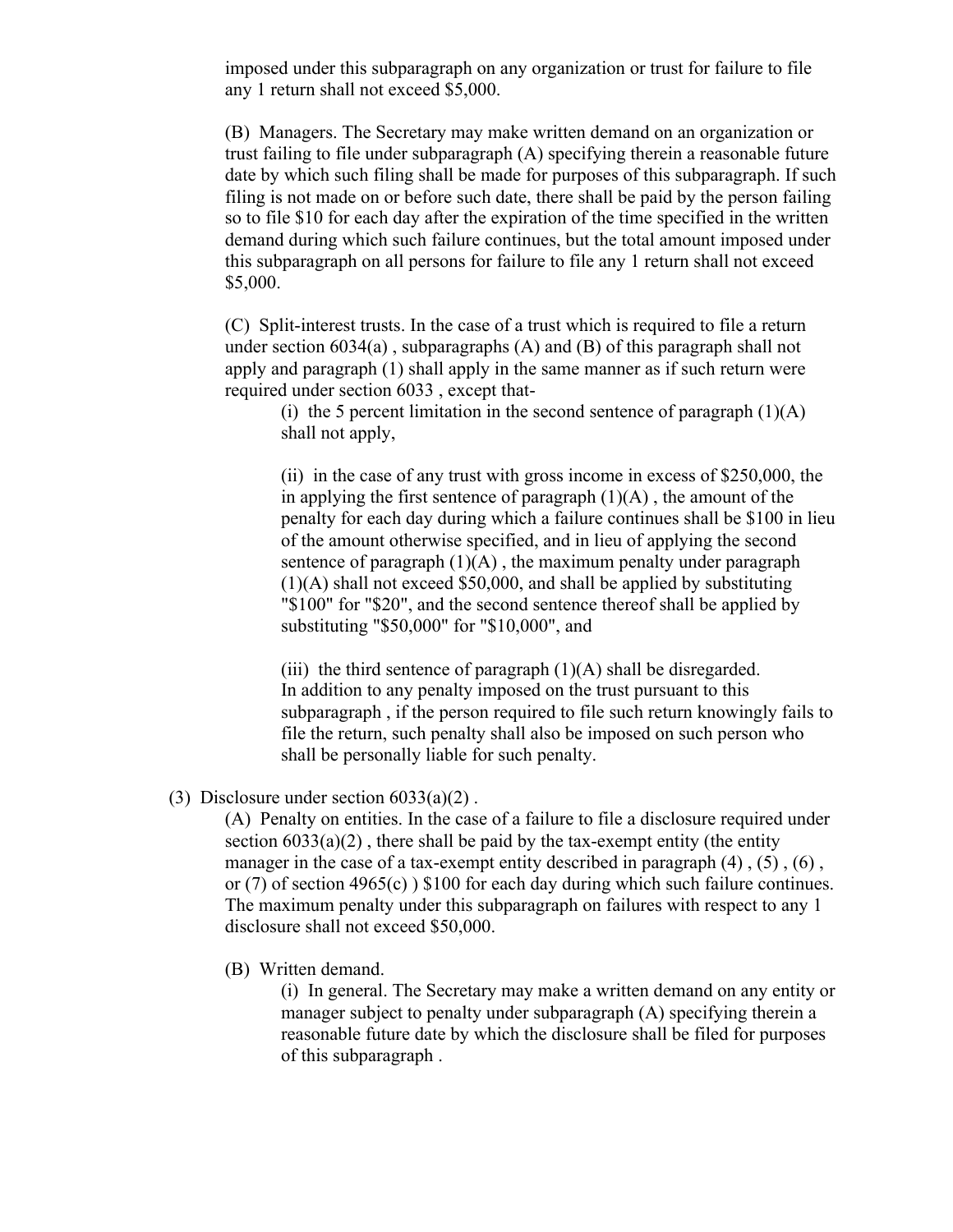imposed under this subparagraph on any organization or trust for failure to file any 1 return shall not exceed $5,000.

(B) Managers. The Secretary may make written demand on an organization or trust failing to file under subparagraph (A) specifying therein a reasonable future date by which such filing shall be made for purposes of this subparagraph. If such filing is not made on or before such date, there shall be paid by the person failing so to file $10 for each day after the expiration of the time specified in the written demand during which such failure continues, but the total amount imposed under this subparagraph on all persons for failure to file any 1 return shall not exceed $5,000.

(C) Split-interest trusts. In the case of a trust which is required to file a return under section 6034(a) , subparagraphs (A) and (B) of this paragraph shall not apply and paragraph (1) shall apply in the same manner as if such return were required under section 6033 , except that-

(i) the 5 percent limitation in the second sentence of paragraph (1)(A) shall not apply,

(ii) in the case of any trust with gross income in excess of $250,000, the in applying the first sentence of paragraph (1)(A) , the amount of the penalty for each day during which a failure continues shall be $100 in lieu of the amount otherwise specified, and in lieu of applying the second sentence of paragraph (1)(A) , the maximum penalty under paragraph (1)(A) shall not exceed $50,000, and shall be applied by substituting "$100" for "$20", and the second sentence thereof shall be applied by substituting "$50,000" for "$10,000", and

(iii) the third sentence of paragraph (1)(A) shall be disregarded.
In addition to any penalty imposed on the trust pursuant to this subparagraph , if the person required to file such return knowingly fails to file the return, such penalty shall also be imposed on such person who shall be personally liable for such penalty.

(3) Disclosure under section 6033(a)(2) .

(A) Penalty on entities. In the case of a failure to file a disclosure required under section 6033(a)(2) , there shall be paid by the tax-exempt entity (the entity manager in the case of a tax-exempt entity described in paragraph (4) , (5) , (6) , or (7) of section 4965(c) ) $100 for each day during which such failure continues. The maximum penalty under this subparagraph on failures with respect to any 1 disclosure shall not exceed $50,000.

(B) Written demand.

(i) In general. The Secretary may make a written demand on any entity or manager subject to penalty under subparagraph (A) specifying therein a reasonable future date by which the disclosure shall be filed for purposes of this subparagraph .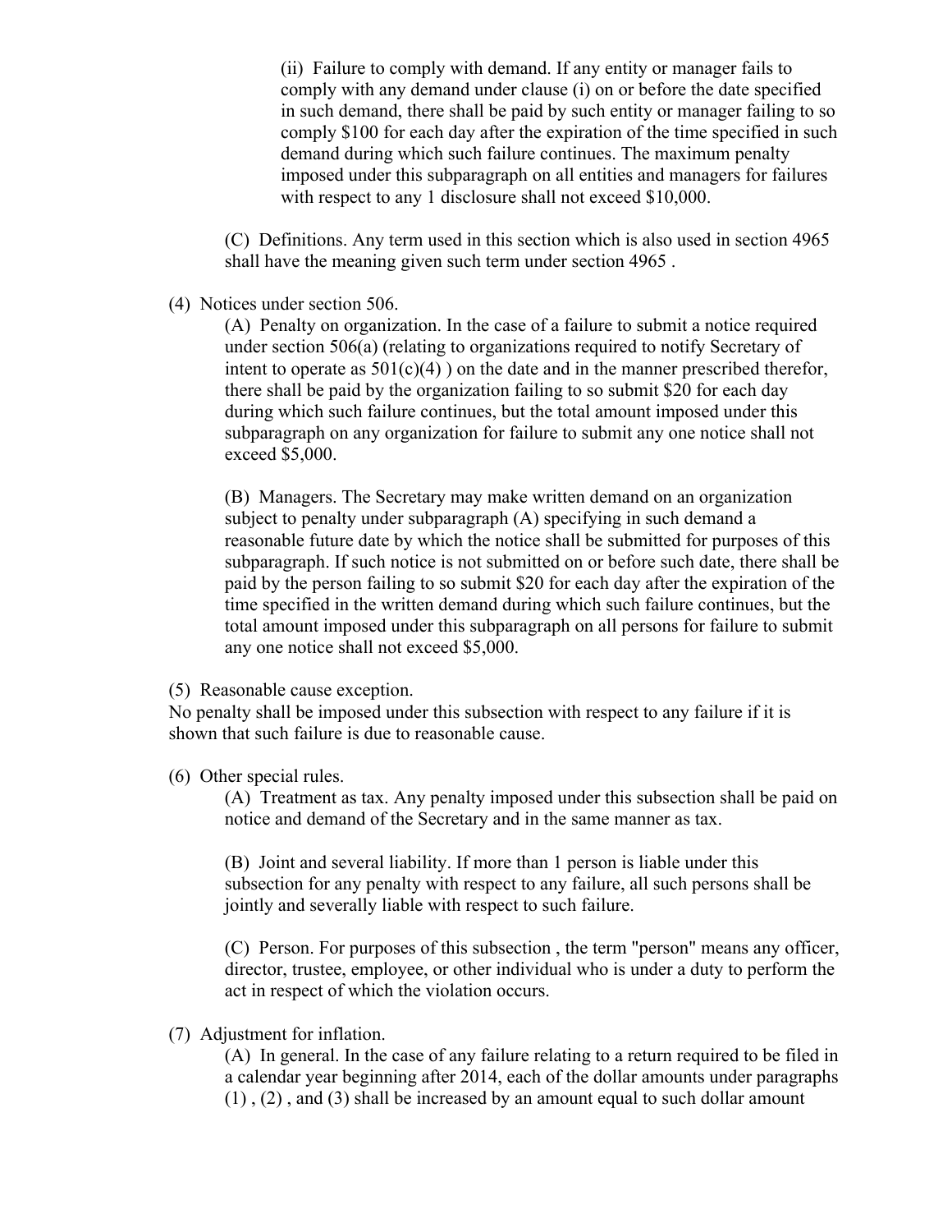(ii) Failure to comply with demand. If any entity or manager fails to comply with any demand under clause (i) on or before the date specified in such demand, there shall be paid by such entity or manager failing to so comply $100 for each day after the expiration of the time specified in such demand during which such failure continues. The maximum penalty imposed under this subparagraph on all entities and managers for failures with respect to any 1 disclosure shall not exceed $10,000.

(C) Definitions. Any term used in this section which is also used in section 4965 shall have the meaning given such term under section 4965 .

(4) Notices under section 506.

(A) Penalty on organization. In the case of a failure to submit a notice required under section 506(a) (relating to organizations required to notify Secretary of intent to operate as 501(c)(4) ) on the date and in the manner prescribed therefor, there shall be paid by the organization failing to so submit $20 for each day during which such failure continues, but the total amount imposed under this subparagraph on any organization for failure to submit any one notice shall not exceed $5,000.

(B) Managers. The Secretary may make written demand on an organization subject to penalty under subparagraph (A) specifying in such demand a reasonable future date by which the notice shall be submitted for purposes of this subparagraph. If such notice is not submitted on or before such date, there shall be paid by the person failing to so submit $20 for each day after the expiration of the time specified in the written demand during which such failure continues, but the total amount imposed under this subparagraph on all persons for failure to submit any one notice shall not exceed $5,000.

(5) Reasonable cause exception.

No penalty shall be imposed under this subsection with respect to any failure if it is shown that such failure is due to reasonable cause.

(6) Other special rules.

(A) Treatment as tax. Any penalty imposed under this subsection shall be paid on notice and demand of the Secretary and in the same manner as tax.

(B) Joint and several liability. If more than 1 person is liable under this subsection for any penalty with respect to any failure, all such persons shall be jointly and severally liable with respect to such failure.

(C) Person. For purposes of this subsection , the term "person" means any officer, director, trustee, employee, or other individual who is under a duty to perform the act in respect of which the violation occurs.

(7) Adjustment for inflation.

(A) In general. In the case of any failure relating to a return required to be filed in a calendar year beginning after 2014, each of the dollar amounts under paragraphs (1) , (2) , and (3) shall be increased by an amount equal to such dollar amount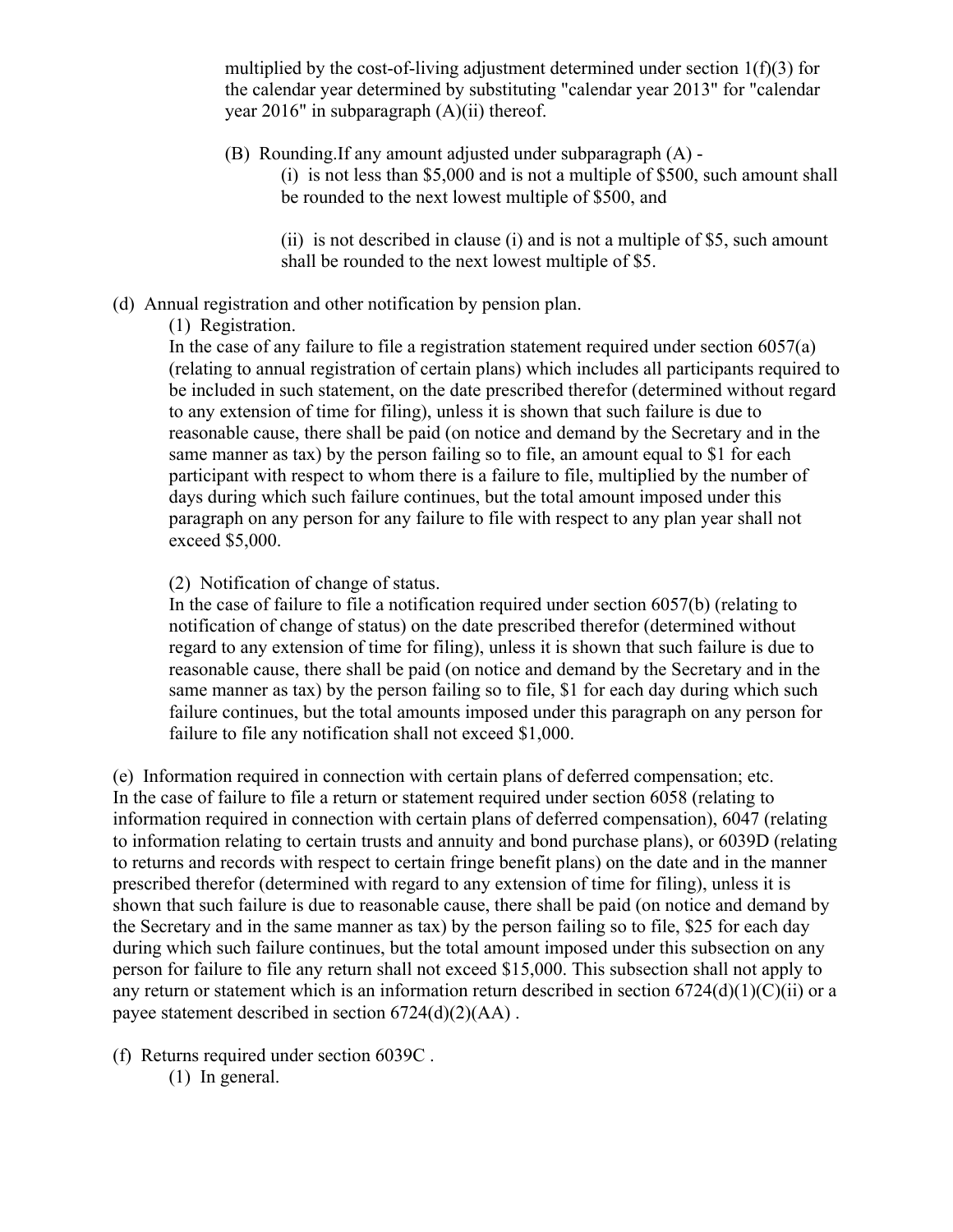multiplied by the cost-of-living adjustment determined under section 1(f)(3) for the calendar year determined by substituting "calendar year 2013" for "calendar year 2016" in subparagraph (A)(ii) thereof.

(B) Rounding.If any amount adjusted under subparagraph (A) -

(i) is not less than $5,000 and is not a multiple of $500, such amount shall be rounded to the next lowest multiple of $500, and

(ii) is not described in clause (i) and is not a multiple of $5, such amount shall be rounded to the next lowest multiple of $5.

(d) Annual registration and other notification by pension plan.

(1) Registration.

In the case of any failure to file a registration statement required under section 6057(a) (relating to annual registration of certain plans) which includes all participants required to be included in such statement, on the date prescribed therefor (determined without regard to any extension of time for filing), unless it is shown that such failure is due to reasonable cause, there shall be paid (on notice and demand by the Secretary and in the same manner as tax) by the person failing so to file, an amount equal to $1 for each participant with respect to whom there is a failure to file, multiplied by the number of days during which such failure continues, but the total amount imposed under this paragraph on any person for any failure to file with respect to any plan year shall not exceed $5,000.

(2) Notification of change of status.

In the case of failure to file a notification required under section 6057(b) (relating to notification of change of status) on the date prescribed therefor (determined without regard to any extension of time for filing), unless it is shown that such failure is due to reasonable cause, there shall be paid (on notice and demand by the Secretary and in the same manner as tax) by the person failing so to file, $1 for each day during which such failure continues, but the total amounts imposed under this paragraph on any person for failure to file any notification shall not exceed $1,000.

(e) Information required in connection with certain plans of deferred compensation; etc.
In the case of failure to file a return or statement required under section 6058 (relating to information required in connection with certain plans of deferred compensation), 6047 (relating to information relating to certain trusts and annuity and bond purchase plans), or 6039D (relating to returns and records with respect to certain fringe benefit plans) on the date and in the manner prescribed therefor (determined with regard to any extension of time for filing), unless it is shown that such failure is due to reasonable cause, there shall be paid (on notice and demand by the Secretary and in the same manner as tax) by the person failing so to file, $25 for each day during which such failure continues, but the total amount imposed under this subsection on any person for failure to file any return shall not exceed $15,000. This subsection shall not apply to any return or statement which is an information return described in section 6724(d)(1)(C)(ii) or a payee statement described in section 6724(d)(2)(AA) .

(f) Returns required under section 6039C .

(1) In general.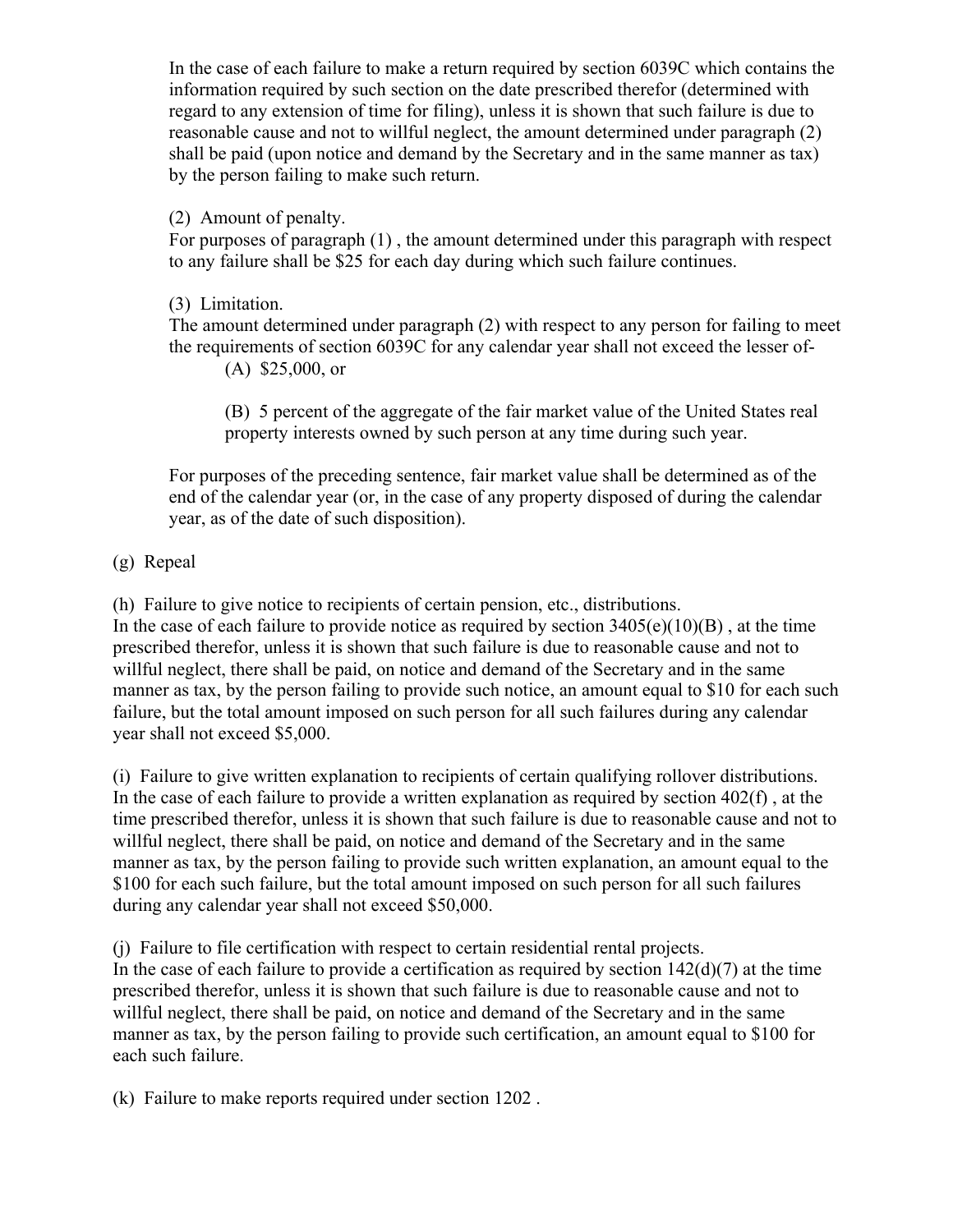In the case of each failure to make a return required by section 6039C which contains the information required by such section on the date prescribed therefor (determined with regard to any extension of time for filing), unless it is shown that such failure is due to reasonable cause and not to willful neglect, the amount determined under paragraph (2) shall be paid (upon notice and demand by the Secretary and in the same manner as tax) by the person failing to make such return.

(2) Amount of penalty.
For purposes of paragraph (1) , the amount determined under this paragraph with respect to any failure shall be $25 for each day during which such failure continues.

(3) Limitation.
The amount determined under paragraph (2) with respect to any person for failing to meet the requirements of section 6039C for any calendar year shall not exceed the lesser of-

(A) $25,000, or

(B) 5 percent of the aggregate of the fair market value of the United States real property interests owned by such person at any time during such year.

For purposes of the preceding sentence, fair market value shall be determined as of the end of the calendar year (or, in the case of any property disposed of during the calendar year, as of the date of such disposition).

(g) Repeal

(h) Failure to give notice to recipients of certain pension, etc., distributions.
In the case of each failure to provide notice as required by section 3405(e)(10)(B) , at the time prescribed therefor, unless it is shown that such failure is due to reasonable cause and not to willful neglect, there shall be paid, on notice and demand of the Secretary and in the same manner as tax, by the person failing to provide such notice, an amount equal to $10 for each such failure, but the total amount imposed on such person for all such failures during any calendar year shall not exceed $5,000.

(i) Failure to give written explanation to recipients of certain qualifying rollover distributions.
In the case of each failure to provide a written explanation as required by section 402(f) , at the time prescribed therefor, unless it is shown that such failure is due to reasonable cause and not to willful neglect, there shall be paid, on notice and demand of the Secretary and in the same manner as tax, by the person failing to provide such written explanation, an amount equal to the $100 for each such failure, but the total amount imposed on such person for all such failures during any calendar year shall not exceed $50,000.

(j) Failure to file certification with respect to certain residential rental projects.
In the case of each failure to provide a certification as required by section 142(d)(7) at the time prescribed therefor, unless it is shown that such failure is due to reasonable cause and not to willful neglect, there shall be paid, on notice and demand of the Secretary and in the same manner as tax, by the person failing to provide such certification, an amount equal to $100 for each such failure.

(k) Failure to make reports required under section 1202 .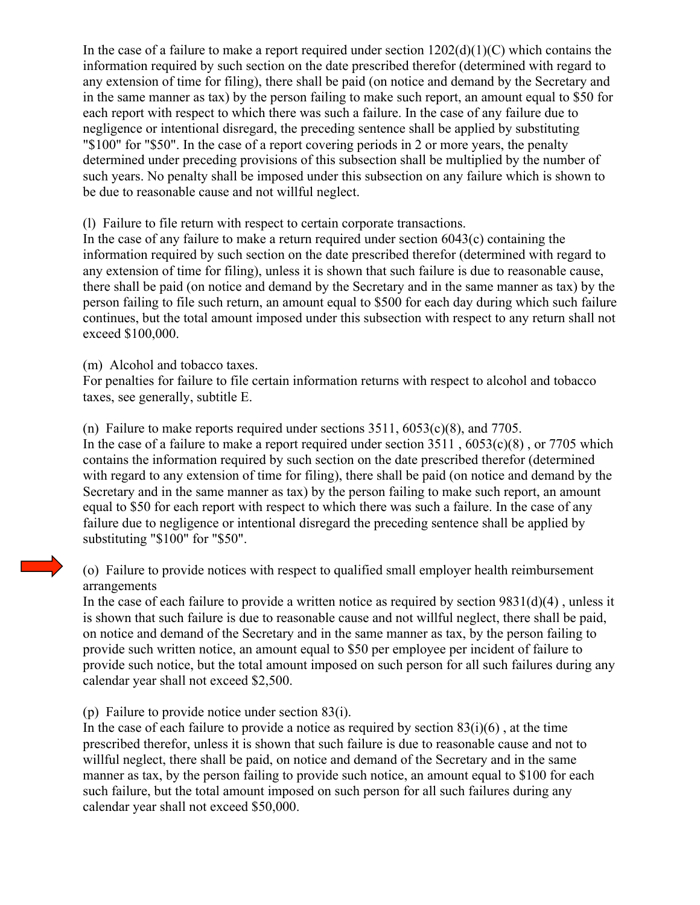In the case of a failure to make a report required under section 1202(d)(1)(C) which contains the information required by such section on the date prescribed therefor (determined with regard to any extension of time for filing), there shall be paid (on notice and demand by the Secretary and in the same manner as tax) by the person failing to make such report, an amount equal to $50 for each report with respect to which there was such a failure. In the case of any failure due to negligence or intentional disregard, the preceding sentence shall be applied by substituting "$100" for "$50". In the case of a report covering periods in 2 or more years, the penalty determined under preceding provisions of this subsection shall be multiplied by the number of such years. No penalty shall be imposed under this subsection on any failure which is shown to be due to reasonable cause and not willful neglect.

(l) Failure to file return with respect to certain corporate transactions.
In the case of any failure to make a return required under section 6043(c) containing the information required by such section on the date prescribed therefor (determined with regard to any extension of time for filing), unless it is shown that such failure is due to reasonable cause, there shall be paid (on notice and demand by the Secretary and in the same manner as tax) by the person failing to file such return, an amount equal to $500 for each day during which such failure continues, but the total amount imposed under this subsection with respect to any return shall not exceed $100,000.

(m) Alcohol and tobacco taxes.
For penalties for failure to file certain information returns with respect to alcohol and tobacco taxes, see generally, subtitle E.

(n) Failure to make reports required under sections 3511, 6053(c)(8), and 7705.
In the case of a failure to make a report required under section 3511 , 6053(c)(8) , or 7705 which contains the information required by such section on the date prescribed therefor (determined with regard to any extension of time for filing), there shall be paid (on notice and demand by the Secretary and in the same manner as tax) by the person failing to make such report, an amount equal to $50 for each report with respect to which there was such a failure. In the case of any failure due to negligence or intentional disregard the preceding sentence shall be applied by substituting "$100" for "$50".

(o) Failure to provide notices with respect to qualified small employer health reimbursement arrangements
In the case of each failure to provide a written notice as required by section 9831(d)(4) , unless it is shown that such failure is due to reasonable cause and not willful neglect, there shall be paid, on notice and demand of the Secretary and in the same manner as tax, by the person failing to provide such written notice, an amount equal to $50 per employee per incident of failure to provide such notice, but the total amount imposed on such person for all such failures during any calendar year shall not exceed $2,500.

(p) Failure to provide notice under section 83(i).
In the case of each failure to provide a notice as required by section 83(i)(6) , at the time prescribed therefor, unless it is shown that such failure is due to reasonable cause and not to willful neglect, there shall be paid, on notice and demand of the Secretary and in the same manner as tax, by the person failing to provide such notice, an amount equal to $100 for each such failure, but the total amount imposed on such person for all such failures during any calendar year shall not exceed $50,000.